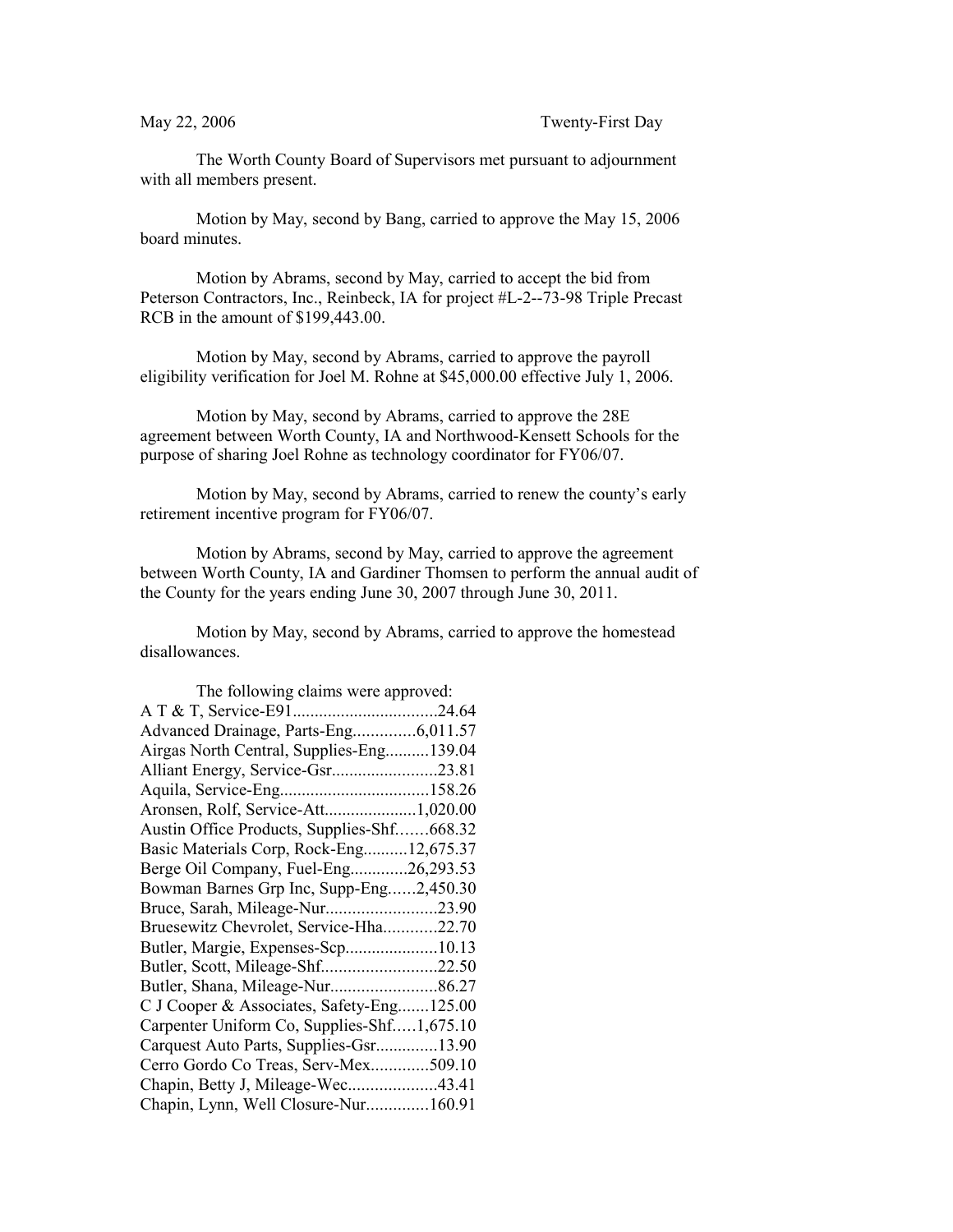May 22, 2006 Twenty-First Day

The Worth County Board of Supervisors met pursuant to adjournment with all members present.

Motion by May, second by Bang, carried to approve the May 15, 2006 board minutes.

Motion by Abrams, second by May, carried to accept the bid from Peterson Contractors, Inc., Reinbeck, IA for project #L-2--73-98 Triple Precast RCB in the amount of $199,443.00.

Motion by May, second by Abrams, carried to approve the payroll eligibility verification for Joel M. Rohne at $45,000.00 effective July 1, 2006.

Motion by May, second by Abrams, carried to approve the 28E agreement between Worth County, IA and Northwood-Kensett Schools for the purpose of sharing Joel Rohne as technology coordinator for FY06/07.

Motion by May, second by Abrams, carried to renew the county's early retirement incentive program for FY06/07.

Motion by Abrams, second by May, carried to approve the agreement between Worth County, IA and Gardiner Thomsen to perform the annual audit of the County for the years ending June 30, 2007 through June 30, 2011.

Motion by May, second by Abrams, carried to approve the homestead disallowances.

The following claims were approved:

A T & T, Service-E91.................................24.64
Advanced Drainage, Parts-Eng..............6,011.57
Airgas North Central, Supplies-Eng..........139.04
Alliant Energy, Service-Gsr........................23.81
Aquila, Service-Eng..................................158.26
Aronsen, Rolf, Service-Att.....................1,020.00
Austin Office Products, Supplies-Shf.......668.32
Basic Materials Corp, Rock-Eng..........12,675.37
Berge Oil Company, Fuel-Eng.............26,293.53
Bowman Barnes Grp Inc, Supp-Eng......2,450.30
Bruce, Sarah, Mileage-Nur.........................23.90
Bruesewitz Chevrolet, Service-Hha............22.70
Butler, Margie, Expenses-Scp.....................10.13
Butler, Scott, Mileage-Shf..........................22.50
Butler, Shana, Mileage-Nur........................86.27
C J Cooper & Associates, Safety-Eng.......125.00
Carpenter Uniform Co, Supplies-Shf.....1,675.10
Carquest Auto Parts, Supplies-Gsr..............13.90
Cerro Gordo Co Treas, Serv-Mex.............509.10
Chapin, Betty J, Mileage-Wec....................43.41
Chapin, Lynn, Well Closure-Nur..............160.91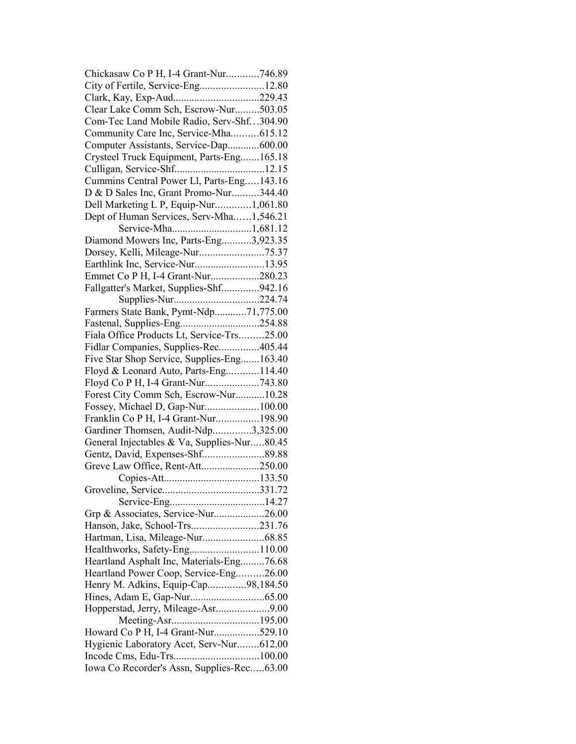Chickasaw Co P H, I-4 Grant-Nur............746.89
City of Fertile, Service-Eng........................12.80
Clark, Kay, Exp-Aud................................229.43
Clear Lake Comm Sch, Escrow-Nur.........503.05
Com-Tec Land Mobile Radio, Serv-Shf…304.90
Community Care Inc, Service-Mha..........615.12
Computer Assistants, Service-Dap............600.00
Crysteel Truck Equipment, Parts-Eng.......165.18
Culligan, Service-Shf.................................12.15
Cummins Central Power Ll, Parts-Eng.....143.16
D & D Sales Inc, Grant Promo-Nur..........344.40
Dell Marketing L P, Equip-Nur.............1,061.80
Dept of Human Services, Serv-Mha……1,546.21
Service-Mha.............................1,681.12
Diamond Mowers Inc, Parts-Eng...........3,923.35
Dorsey, Kelli, Mileage-Nur........................75.37
Earthlink Inc, Service-Nur..........................13.95
Emmet Co P H, I-4 Grant-Nur..................280.23
Fallgatter's Market, Supplies-Shf.............942.16
Supplies-Nur...............................224.74
Farmers State Bank, Pymt-Ndp............71,775.00
Fastenal, Supplies-Eng.............................254.88
Fiala Office Products Lt, Service-Trs.........25.00
Fidlar Companies, Supplies-Rec...............405.44
Five Star Shop Service, Supplies-Eng.......163.40
Floyd & Leonard Auto, Parts-Eng............114.40
Floyd Co P H, I-4 Grant-Nur....................743.80
Forest City Comm Sch, Escrow-Nur...........10.28
Fossey, Michael D, Gap-Nur....................100.00
Franklin Co P H, I-4 Grant-Nur................198.90
Gardiner Thomsen, Audit-Ndp..............3,325.00
General Injectables & Va, Supplies-Nur.....80.45
Gentz, David, Expenses-Shf.......................89.88
Greve Law Office, Rent-Att......................250.00
Copies-Att...................................133.50
Groveline, Service...................................331.72
Service-Eng...................................14.27
Grp & Associates, Service-Nur...................26.00
Hanson, Jake, School-Trs.........................231.76
Hartman, Lisa, Mileage-Nur.......................68.85
Healthworks, Safety-Eng..........................110.00
Heartland Asphalt Inc, Materials-Eng.........76.68
Heartland Power Coop, Service-Eng..........26.00
Henry M. Adkins, Equip-Cap..............98,184.50
Hines, Adam E, Gap-Nur............................65.00
Hopperstad, Jerry, Mileage-Asr....................9.00
Meeting-Asr................................195.00
Howard Co P H, I-4 Grant-Nur.................529.10
Hygienic Laboratory Acct, Serv-Nur........612.00
Incode Cms, Edu-Trs................................100.00
Iowa Co Recorder's Assn, Supplies-Rec.....63.00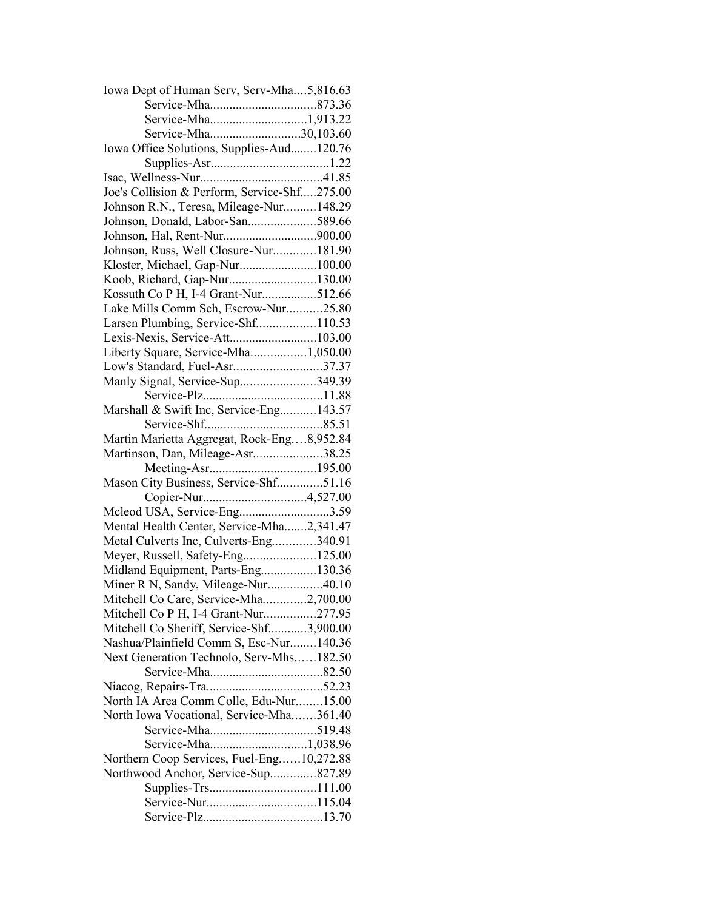Iowa Dept of Human Serv, Serv-Mha....5,816.63
Service-Mha................................873.36
Service-Mha..............................1,913.22
Service-Mha............................30,103.60
Iowa Office Solutions, Supplies-Aud........120.76
Supplies-Asr....................................1.22
Isac, Wellness-Nur......................................41.85
Joe's Collision & Perform, Service-Shf.....275.00
Johnson R.N., Teresa, Mileage-Nur..........148.29
Johnson, Donald, Labor-San.....................589.66
Johnson, Hal, Rent-Nur............................900.00
Johnson, Russ, Well Closure-Nur.............181.90
Kloster, Michael, Gap-Nur........................100.00
Koob, Richard, Gap-Nur...........................130.00
Kossuth Co P H, I-4 Grant-Nur.................512.66
Lake Mills Comm Sch, Escrow-Nur...........25.80
Larsen Plumbing, Service-Shf..................110.53
Lexis-Nexis, Service-Att...........................103.00
Liberty Square, Service-Mha.................1,050.00
Low's Standard, Fuel-Asr...........................37.37
Manly Signal, Service-Sup.......................349.39
Service-Plz....................................11.88
Marshall & Swift Inc, Service-Eng...........143.57
Service-Shf....................................85.51
Martin Marietta Aggregat, Rock-Eng….8,952.84
Martinson, Dan, Mileage-Asr.....................38.25
Meeting-Asr................................195.00
Mason City Business, Service-Shf..............51.16
Copier-Nur...............................4,527.00
Mcleod USA, Service-Eng...........................3.59
Mental Health Center, Service-Mha.......2,341.47
Metal Culverts Inc, Culverts-Eng.............340.91
Meyer, Russell, Safety-Eng......................125.00
Midland Equipment, Parts-Eng.................130.36
Miner R N, Sandy, Mileage-Nur.................40.10
Mitchell Co Care, Service-Mha.............2,700.00
Mitchell Co P H, I-4 Grant-Nur................277.95
Mitchell Co Sheriff, Service-Shf............3,900.00
Nashua/Plainfield Comm S, Esc-Nur........140.36
Next Generation Technolo, Serv-Mhs……182.50
Service-Mha..................................82.50
Niacog, Repairs-Tra....................................52.23
North IA Area Comm Colle, Edu-Nur........15.00
North Iowa Vocational, Service-Mha.……361.40
Service-Mha................................519.48
Service-Mha..............................1,038.96
Northern Coop Services, Fuel-Eng……10,272.88
Northwood Anchor, Service-Sup..............827.89
Supplies-Trs.................................111.00
Service-Nur..................................115.04
Service-Plz....................................13.70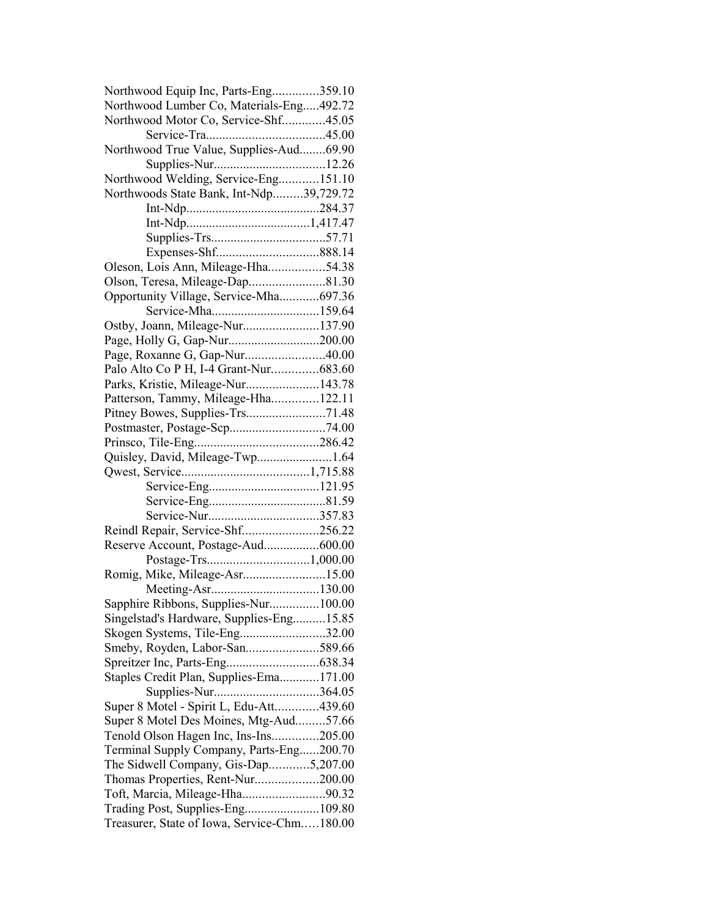Northwood Equip Inc, Parts-Eng..............359.10
Northwood Lumber Co, Materials-Eng.....492.72
Northwood Motor Co, Service-Shf.............45.05
Service-Tra....................................45.00
Northwood True Value, Supplies-Aud........69.90
Supplies-Nur..................................12.26
Northwood Welding, Service-Eng............151.10
Northwoods State Bank, Int-Ndp.........39,729.72
Int-Ndp.........................................284.37
Int-Ndp......................................1,417.47
Supplies-Trs...................................57.71
Expenses-Shf...............................888.14
Oleson, Lois Ann, Mileage-Hha.................54.38
Olson, Teresa, Mileage-Dap.......................81.30
Opportunity Village, Service-Mha............697.36
Service-Mha.................................159.64
Ostby, Joann, Mileage-Nur.......................137.90
Page, Holly G, Gap-Nur...........................200.00
Page, Roxanne G, Gap-Nur........................40.00
Palo Alto Co P H, I-4 Grant-Nur..............683.60
Parks, Kristie, Mileage-Nur......................143.78
Patterson, Tammy, Mileage-Hha..............122.11
Pitney Bowes, Supplies-Trs........................71.48
Postmaster, Postage-Scp.............................74.00
Prinsco, Tile-Eng......................................286.42
Quisley, David, Mileage-Twp.......................1.64
Qwest, Service.......................................1,715.88
Service-Eng..................................121.95
Service-Eng....................................81.59
Service-Nur..................................357.83
Reindl Repair, Service-Shf.......................256.22
Reserve Account, Postage-Aud.................600.00
Postage-Trs...............................1,000.00
Romig, Mike, Mileage-Asr.........................15.00
Meeting-Asr.................................130.00
Sapphire Ribbons, Supplies-Nur...............100.00
Singelstad's Hardware, Supplies-Eng..........15.85
Skogen Systems, Tile-Eng..........................32.00
Smeby, Royden, Labor-San......................589.66
Spreitzer Inc, Parts-Eng............................638.34
Staples Credit Plan, Supplies-Ema............171.00
Supplies-Nur................................364.05
Super 8 Motel - Spirit L, Edu-Att.............439.60
Super 8 Motel Des Moines, Mtg-Aud.........57.66
Tenold Olson Hagen Inc, Ins-Ins..............205.00
Terminal Supply Company, Parts-Eng......200.70
The Sidwell Company, Gis-Dap............5,207.00
Thomas Properties, Rent-Nur...................200.00
Toft, Marcia, Mileage-Hha.........................90.32
Trading Post, Supplies-Eng.......................109.80
Treasurer, State of Iowa, Service-Chm.....180.00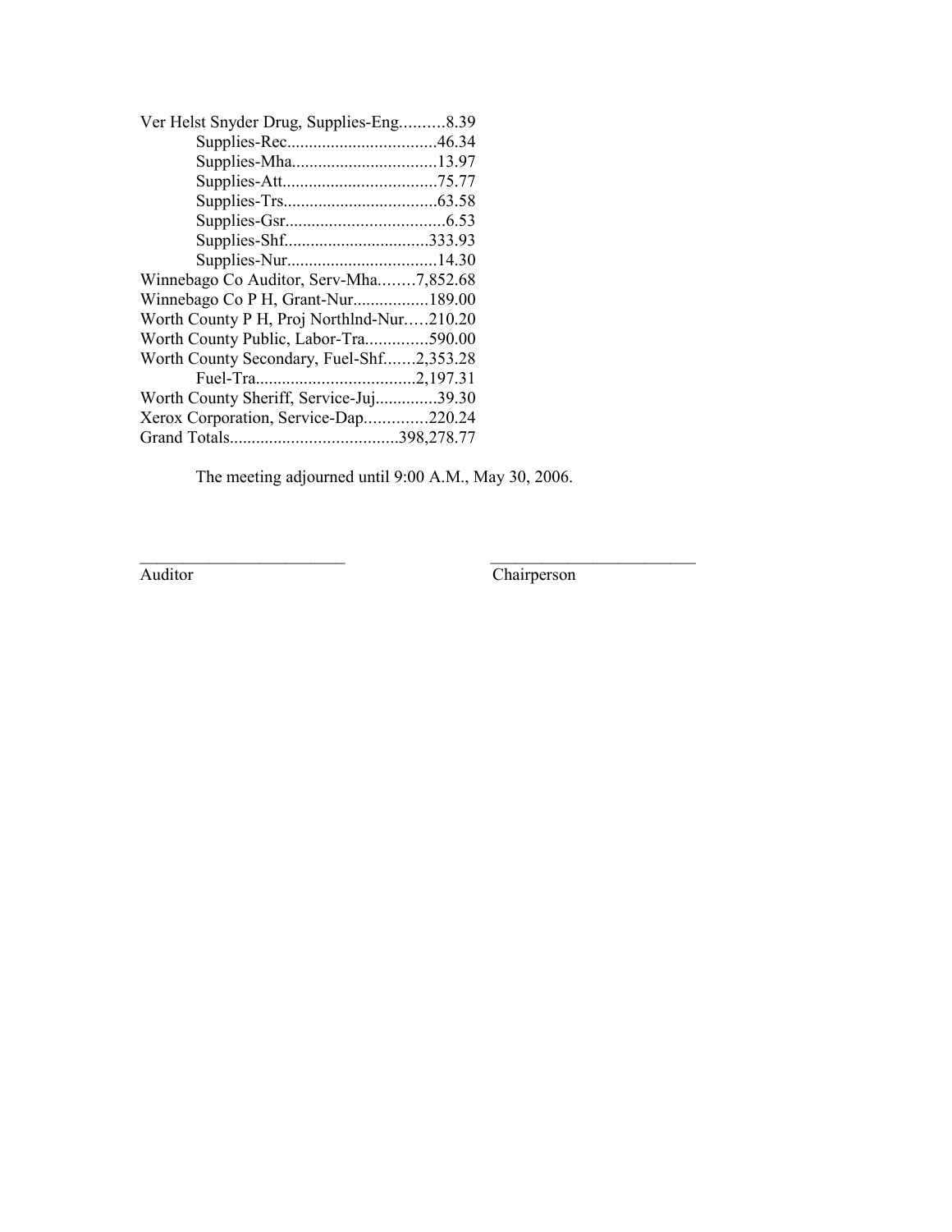Ver Helst Snyder Drug, Supplies-Eng..........8.39
Supplies-Rec..................................46.34
Supplies-Mha.................................13.97
Supplies-Att...................................75.77
Supplies-Trs...................................63.58
Supplies-Gsr.....................................6.53
Supplies-Shf.................................333.93
Supplies-Nur...................................14.30
Winnebago Co Auditor, Serv-Mha........7,852.68
Winnebago Co P H, Grant-Nur.................189.00
Worth County P H, Proj Northlnd-Nur.....210.20
Worth County Public, Labor-Tra..............590.00
Worth County Secondary, Fuel-Shf.......2,353.28
Fuel-Tra....................................2,197.31
Worth County Sheriff, Service-Juj..............39.30
Xerox Corporation, Service-Dap..............220.24
Grand Totals......................................398,278.77

The meeting adjourned until 9:00 A.M., May 30, 2006.

________________________ ________________________
Auditor Chairperson